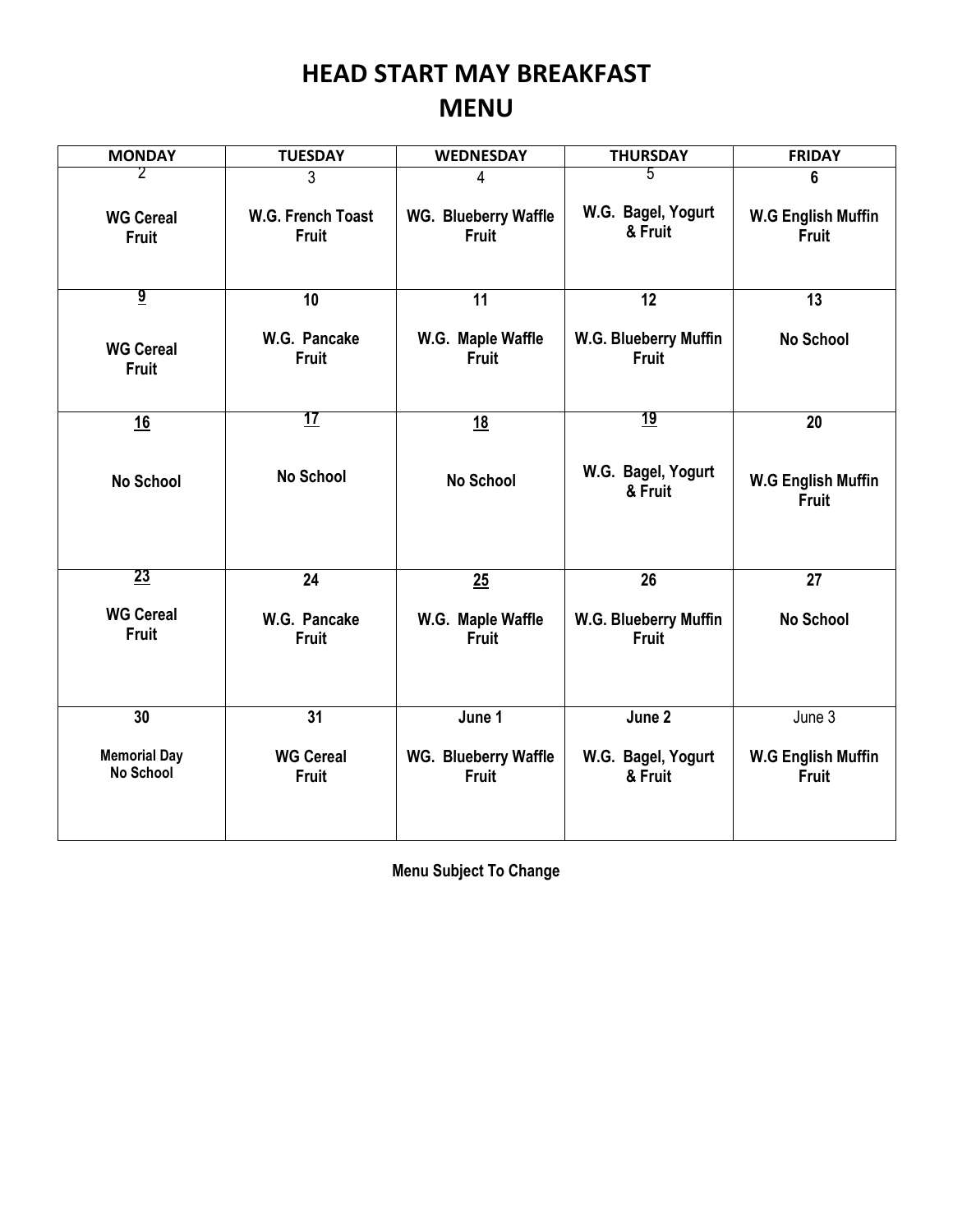# HEAD START MAY BREAKFAST MENU

| MONDAY | TUESDAY | WEDNESDAY | THURSDAY | FRIDAY |
|---|---|---|---|---|
| 2<br>WG Cereal<br>Fruit | 3<br>W.G. French Toast<br>Fruit | 4<br>WG. Blueberry Waffle<br>Fruit | 5<br>W.G. Bagel, Yogurt<br>& Fruit | 6<br>W.G English Muffin<br>Fruit |
| 9<br>WG Cereal<br>Fruit | 10<br>W.G. Pancake<br>Fruit | 11<br>W.G. Maple Waffle<br>Fruit | 12<br>W.G. Blueberry Muffin<br>Fruit | 13<br>No School |
| 16<br>No School | 17<br>No School | 18<br>No School | 19<br>W.G. Bagel, Yogurt<br>& Fruit | 20<br>W.G English Muffin<br>Fruit |
| 23<br>WG Cereal<br>Fruit | 24<br>W.G. Pancake<br>Fruit | 25<br>W.G. Maple Waffle<br>Fruit | 26<br>W.G. Blueberry Muffin<br>Fruit | 27<br>No School |
| 30<br>Memorial Day<br>No School | 31<br>WG Cereal<br>Fruit | June 1<br>WG. Blueberry Waffle<br>Fruit | June 2<br>W.G. Bagel, Yogurt<br>& Fruit | June 3<br>W.G English Muffin<br>Fruit |

**Menu Subject To Change**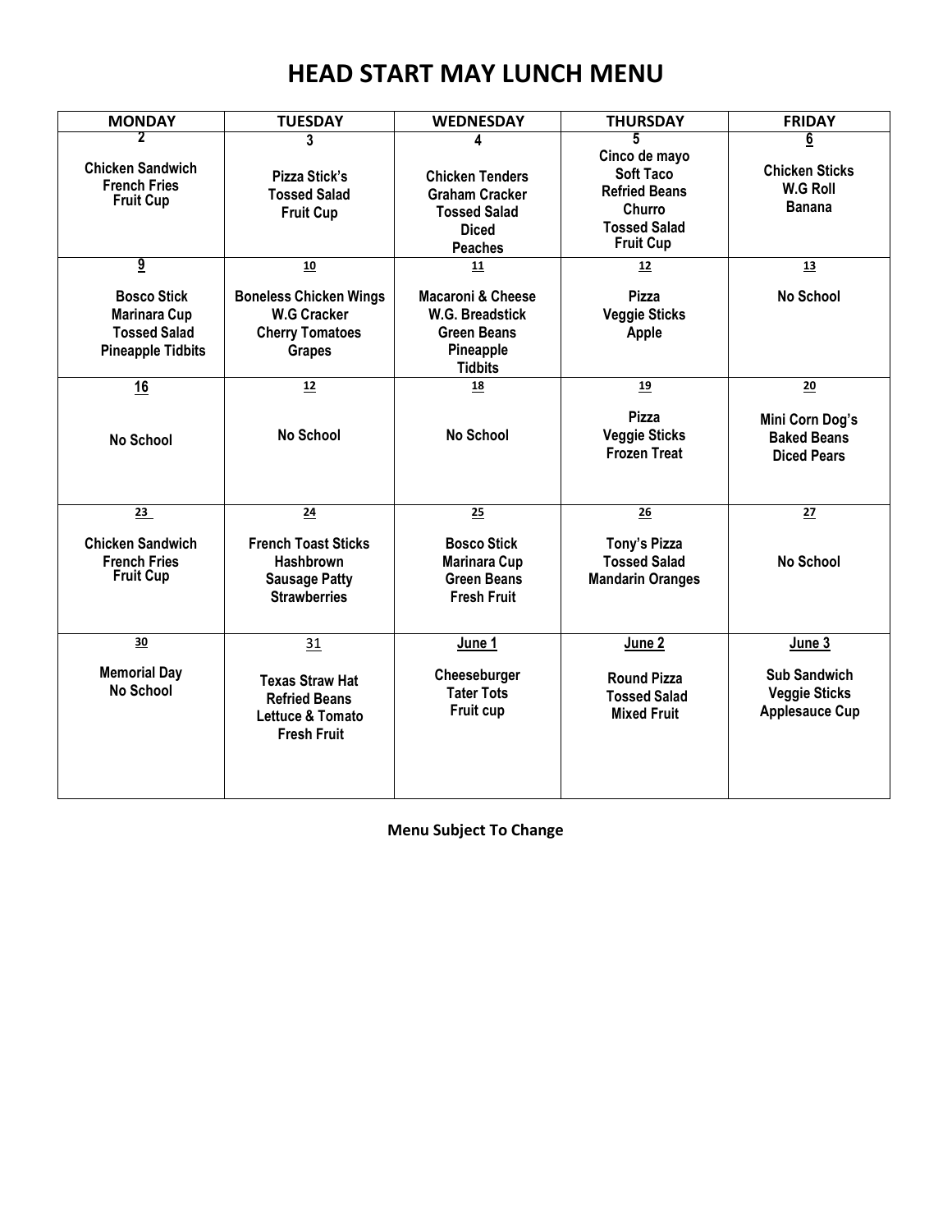# HEAD START MAY LUNCH MENU

| MONDAY | TUESDAY | WEDNESDAY | THURSDAY | FRIDAY |
|---|---|---|---|---|
| 2<br>**Chicken Sandwich**<br>**French Fries**<br>**Fruit Cup** | 3<br>**Pizza Stick's**<br>**Tossed Salad**<br>**Fruit Cup** | 4<br>**Chicken Tenders**<br>**Graham Cracker**<br>**Tossed Salad**<br>**Diced Peaches** | 5<br>**Cinco de mayo**<br>**Soft Taco**<br>**Refried Beans**<br>**Churro**<br>**Tossed Salad**<br>**Fruit Cup** | 6<br>**Chicken Sticks**<br>**W.G Roll**<br>**Banana** |
| 9<br>**Bosco Stick**<br>**Marinara Cup**<br>**Tossed Salad**<br>**Pineapple Tidbits** | 10<br>**Boneless Chicken Wings**<br>**W.G Cracker**<br>**Cherry Tomatoes**<br>**Grapes** | 11<br>**Macaroni & Cheese**<br>**W.G. Breadstick**<br>**Green Beans**<br>**Pineapple Tidbits** | 12<br>**Pizza**<br>**Veggie Sticks**<br>**Apple** | 13<br>**No School** |
| 16<br>**No School** | 12<br>**No School** | 18<br>**No School** | 19<br>**Pizza**<br>**Veggie Sticks**<br>**Frozen Treat** | 20<br>**Mini Corn Dog's**<br>**Baked Beans**<br>**Diced Pears** |
| 23<br>**Chicken Sandwich**<br>**French Fries**<br>**Fruit Cup** | 24<br>**French Toast Sticks**<br>**Hashbrown**<br>**Sausage Patty**<br>**Strawberries** | 25<br>**Bosco Stick**<br>**Marinara Cup**<br>**Green Beans**<br>**Fresh Fruit** | 26<br>**Tony's Pizza**<br>**Tossed Salad**<br>**Mandarin Oranges** | 27<br>**No School** |
| 30<br>**Memorial Day**<br>**No School** | 31<br>**Texas Straw Hat**<br>**Refried Beans**<br>**Lettuce & Tomato**<br>**Fresh Fruit** | June 1<br>**Cheeseburger**<br>**Tater Tots**<br>**Fruit cup** | June 2<br>**Round Pizza**<br>**Tossed Salad**<br>**Mixed Fruit** | June 3<br>**Sub Sandwich**<br>**Veggie Sticks**<br>**Applesauce Cup** |

**Menu Subject To Change**